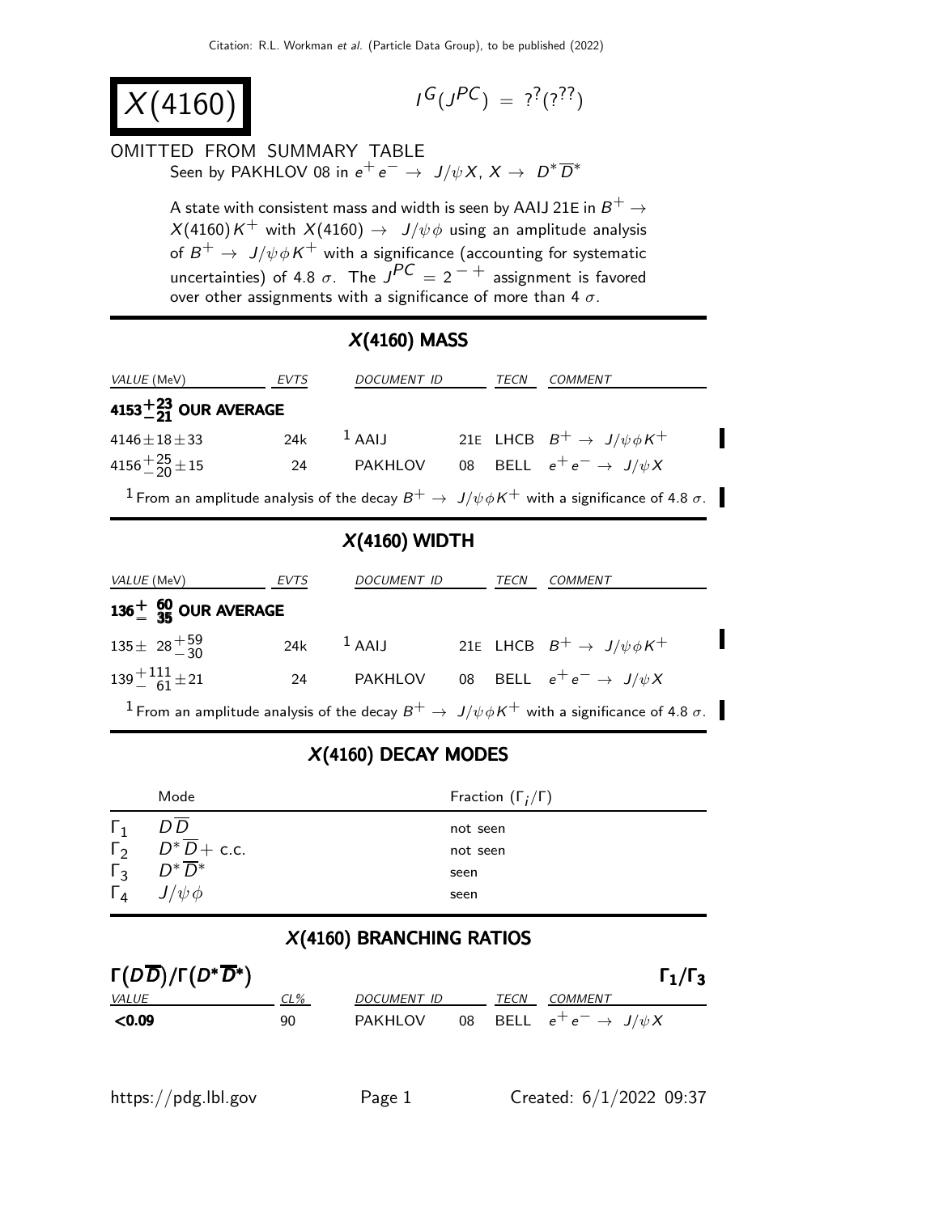Citation: R.L. Workman et al. (Particle Data Group), to be published (2022)

# $X(4160)$

$I^G(J^{PC}) = ?^?(?^{??})$

OMITTED FROM SUMMARY TABLE

Seen by PAKHLOV 08 in $e^+e^- \rightarrow J/\psi X$, $X \rightarrow D^* \overline{D}^*$

A state with consistent mass and width is seen by AAIJ 21E in $B^+ \rightarrow X(4160) K^+$ with $X(4160) \rightarrow J/\psi \phi$ using an amplitude analysis of $B^+ \rightarrow J/\psi \phi K^+$ with a significance (accounting for systematic uncertainties) of 4.8 $\sigma$. The $J^{PC} = 2^{-+}$ assignment is favored over other assignments with a significance of more than 4 $\sigma$.

## $X(4160)$ MASS

| VALUE (MeV) | EVTS | DOCUMENT ID | | TECN | COMMENT |
|---|---|---|---|---|---|
| **$4153^{+23}_{-21}$ OUR AVERAGE** | | | | | |
| $4146 \pm 18 \pm 33$ | 24k | [1] AAIJ | 21E | LHCB | $B^+ \rightarrow J/\psi \phi K^+$ |
| $4156^{+25}_{-20} \pm 15$ | 24 | PAKHLOV | 08 | BELL | $e^+e^- \rightarrow J/\psi X$ |

[1] From an amplitude analysis of the decay $B^+ \rightarrow J/\psi \phi K^+$ with a significance of 4.8 $\sigma$.

## $X(4160)$ WIDTH

| VALUE (MeV) | EVTS | DOCUMENT ID | | TECN | COMMENT |
|---|---|---|---|---|---|
| **$136^{+\ 60}_{-\ 35}$ OUR AVERAGE** | | | | | |
| $135 \pm 28^{+59}_{-30}$ | 24k | [1] AAIJ | 21E | LHCB | $B^+ \rightarrow J/\psi \phi K^+$ |
| $139^{+111}_{-\ 61} \pm 21$ | 24 | PAKHLOV | 08 | BELL | $e^+e^- \rightarrow J/\psi X$ |

[1] From an amplitude analysis of the decay $B^+ \rightarrow J/\psi \phi K^+$ with a significance of 4.8 $\sigma$.

## $X(4160)$ DECAY MODES

| | Mode | Fraction ($\Gamma_i/\Gamma$) |
|---|---|---|
| $\Gamma_1$ | $D\overline{D}$ | not seen |
| $\Gamma_2$ | $D^*\overline{D}$ + c.c. | not seen |
| $\Gamma_3$ | $D^*\overline{D}^*$ | seen |
| $\Gamma_4$ | $J/\psi \phi$ | seen |

## $X(4160)$ BRANCHING RATIOS

**$\Gamma(D\overline{D})/\Gamma(D^*\overline{D}^*)$** $\Gamma_1/\Gamma_3$

| VALUE | CL% | DOCUMENT ID | | TECN | COMMENT |
|---|---|---|---|---|---|
| **<0.09** | 90 | PAKHLOV | 08 | BELL | $e^+e^- \rightarrow J/\psi X$ |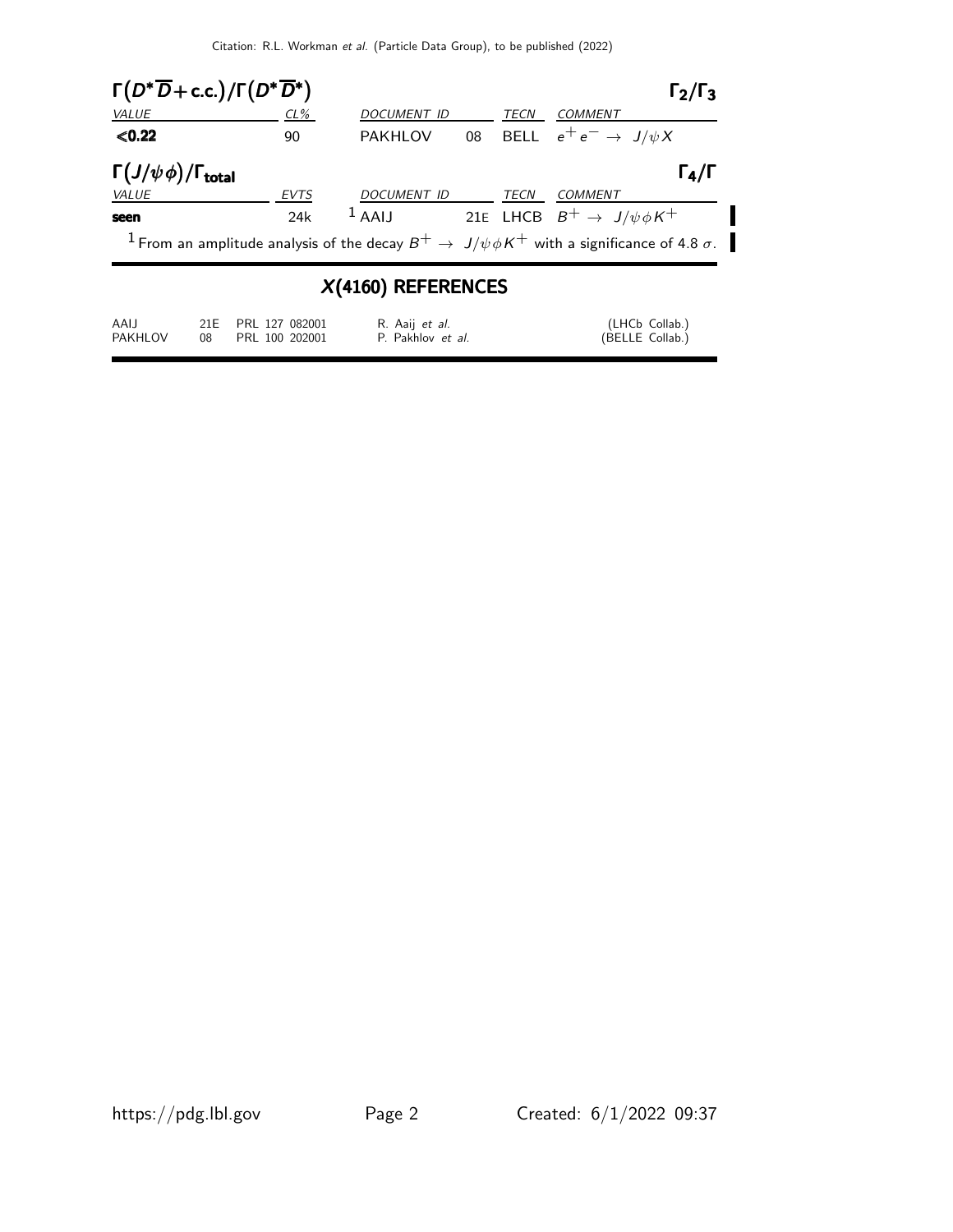### $\Gamma(D^*\overline{D}+\text{c.c.})/\Gamma(D^*\overline{D}^*)$ $\Gamma_2/\Gamma_3$

| VALUE | CL% | DOCUMENT ID | | TECN | COMMENT |
|---|---|---|---|---|---|
| **<0.22** | 90 | PAKHLOV | 08 | BELL | $e^+e^- \rightarrow J/\psi X$ |

### $\Gamma(J/\psi\phi)/\Gamma_{\text{total}}$ $\Gamma_4/\Gamma$

| VALUE | EVTS | DOCUMENT ID | | TECN | COMMENT |
|---|---|---|---|---|---|
| **seen** | 24k | [1] AAIJ | 21E | LHCB | $B^+ \rightarrow J/\psi\phi K^+$ |

[1] From an amplitude analysis of the decay $B^+ \rightarrow J/\psi\phi K^+$ with a significance of 4.8 $\sigma$.

## X(4160) REFERENCES

| | | | | |
|---|---|---|---|---|
| AAIJ | 21E | PRL 127 082001 | R. Aaij *et al.* | (LHCb Collab.) |
| PAKHLOV | 08 | PRL 100 202001 | P. Pakhlov *et al.* | (BELLE Collab.) |